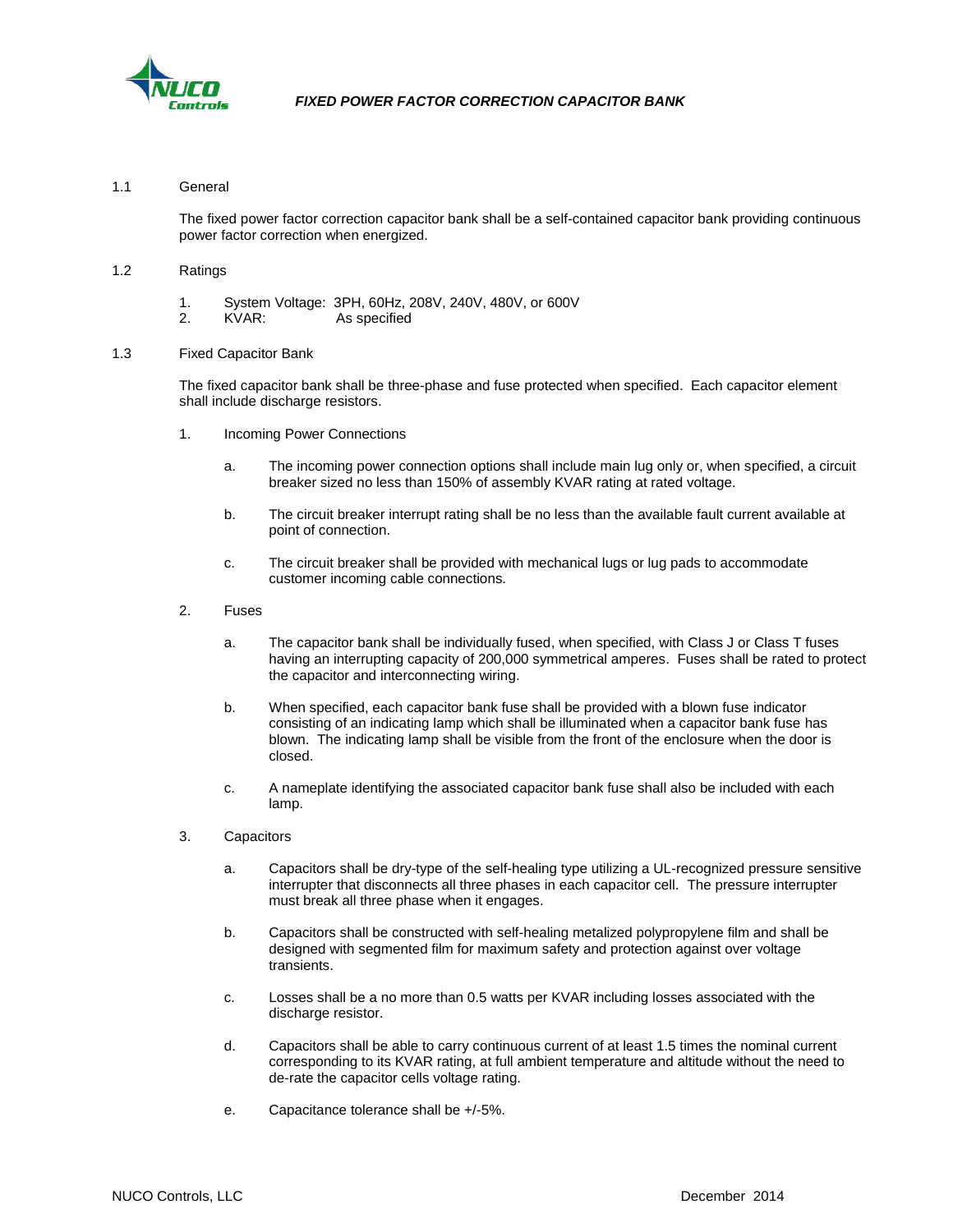# FIXED POWER FACTOR CORRECTION CAPACITOR BANK

## 1.1 General

The fixed power factor correction capacitor bank shall be a self-contained capacitor bank providing continuous power factor correction when energized.

## 1.2 Ratings

1. System Voltage: 3PH, 60Hz, 208V, 240V, 480V, or 600V
2. KVAR: As specified

## 1.3 Fixed Capacitor Bank

The fixed capacitor bank shall be three-phase and fuse protected when specified. Each capacitor element shall include discharge resistors.

1. Incoming Power Connections

   a. The incoming power connection options shall include main lug only or, when specified, a circuit breaker sized no less than 150% of assembly KVAR rating at rated voltage.

   b. The circuit breaker interrupt rating shall be no less than the available fault current available at point of connection.

   c. The circuit breaker shall be provided with mechanical lugs or lug pads to accommodate customer incoming cable connections.

2. Fuses

   a. The capacitor bank shall be individually fused, when specified, with Class J or Class T fuses having an interrupting capacity of 200,000 symmetrical amperes. Fuses shall be rated to protect the capacitor and interconnecting wiring.

   b. When specified, each capacitor bank fuse shall be provided with a blown fuse indicator consisting of an indicating lamp which shall be illuminated when a capacitor bank fuse has blown. The indicating lamp shall be visible from the front of the enclosure when the door is closed.

   c. A nameplate identifying the associated capacitor bank fuse shall also be included with each lamp.

3. Capacitors

   a. Capacitors shall be dry-type of the self-healing type utilizing a UL-recognized pressure sensitive interrupter that disconnects all three phases in each capacitor cell. The pressure interrupter must break all three phase when it engages.

   b. Capacitors shall be constructed with self-healing metalized polypropylene film and shall be designed with segmented film for maximum safety and protection against over voltage transients.

   c. Losses shall be a no more than 0.5 watts per KVAR including losses associated with the discharge resistor.

   d. Capacitors shall be able to carry continuous current of at least 1.5 times the nominal current corresponding to its KVAR rating, at full ambient temperature and altitude without the need to de-rate the capacitor cells voltage rating.

   e. Capacitance tolerance shall be +/-5%.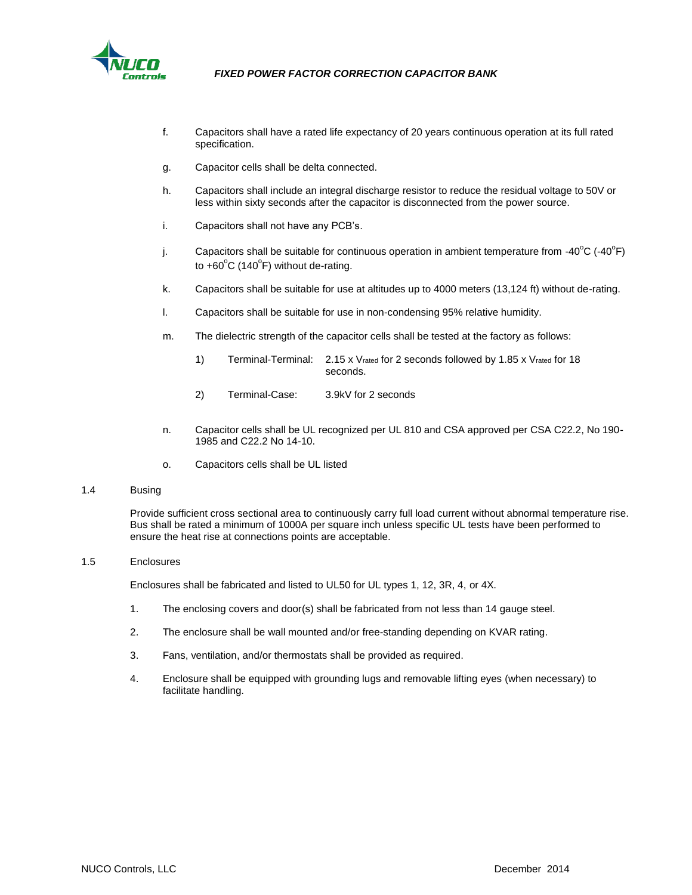f. Capacitors shall have a rated life expectancy of 20 years continuous operation at its full rated specification.

g. Capacitor cells shall be delta connected.

h. Capacitors shall include an integral discharge resistor to reduce the residual voltage to 50V or less within sixty seconds after the capacitor is disconnected from the power source.

i. Capacitors shall not have any PCB's.

j. Capacitors shall be suitable for continuous operation in ambient temperature from -40$^{o}$C (-40$^{o}$F) to +60$^{o}$C (140$^{o}$F) without de-rating.

k. Capacitors shall be suitable for use at altitudes up to 4000 meters (13,124 ft) without de-rating.

l. Capacitors shall be suitable for use in non-condensing 95% relative humidity.

m. The dielectric strength of the capacitor cells shall be tested at the factory as follows:

   1) Terminal-Terminal: 2.15 x $V_{rated}$ for 2 seconds followed by 1.85 x $V_{rated}$ for 18 seconds.

   2) Terminal-Case: 3.9kV for 2 seconds

n. Capacitor cells shall be UL recognized per UL 810 and CSA approved per CSA C22.2, No 190-1985 and C22.2 No 14-10.

o. Capacitors cells shall be UL listed

## 1.4 Busing

Provide sufficient cross sectional area to continuously carry full load current without abnormal temperature rise. Bus shall be rated a minimum of 1000A per square inch unless specific UL tests have been performed to ensure the heat rise at connections points are acceptable.

## 1.5 Enclosures

Enclosures shall be fabricated and listed to UL50 for UL types 1, 12, 3R, 4, or 4X.

1. The enclosing covers and door(s) shall be fabricated from not less than 14 gauge steel.
2. The enclosure shall be wall mounted and/or free-standing depending on KVAR rating.
3. Fans, ventilation, and/or thermostats shall be provided as required.
4. Enclosure shall be equipped with grounding lugs and removable lifting eyes (when necessary) to facilitate handling.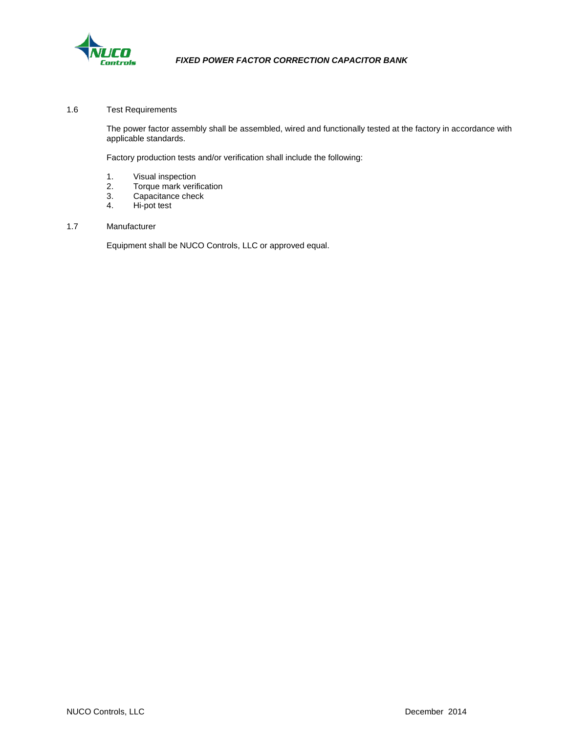## 1.6 Test Requirements

The power factor assembly shall be assembled, wired and functionally tested at the factory in accordance with applicable standards.

Factory production tests and/or verification shall include the following:

1. Visual inspection
2. Torque mark verification
3. Capacitance check
4. Hi-pot test

## 1.7 Manufacturer

Equipment shall be NUCO Controls, LLC or approved equal.